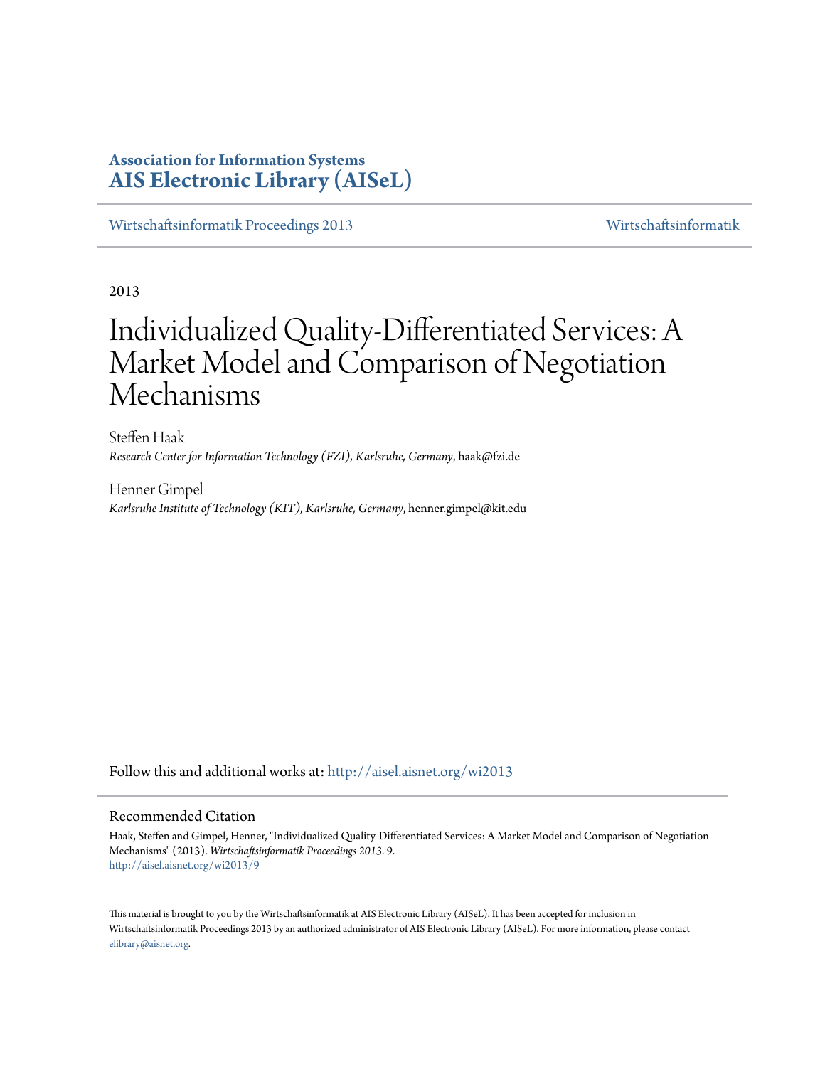**Association for Information Systems**
**AIS Electronic Library (AISeL)**

Wirtschaftsinformatik Proceedings 2013 | Wirtschaftsinformatik

2013

# Individualized Quality-Differentiated Services: A Market Model and Comparison of Negotiation Mechanisms

Steffen Haak
*Research Center for Information Technology (FZI), Karlsruhe, Germany*, haak@fzi.de

Henner Gimpel
*Karlsruhe Institute of Technology (KIT), Karlsruhe, Germany*, henner.gimpel@kit.edu

Follow this and additional works at: http://aisel.aisnet.org/wi2013

## Recommended Citation

Haak, Steffen and Gimpel, Henner, "Individualized Quality-Differentiated Services: A Market Model and Comparison of Negotiation Mechanisms" (2013). *Wirtschaftsinformatik Proceedings 2013*. 9.
http://aisel.aisnet.org/wi2013/9

This material is brought to you by the Wirtschaftsinformatik at AIS Electronic Library (AISeL). It has been accepted for inclusion in Wirtschaftsinformatik Proceedings 2013 by an authorized administrator of AIS Electronic Library (AISeL). For more information, please contact elibrary@aisnet.org.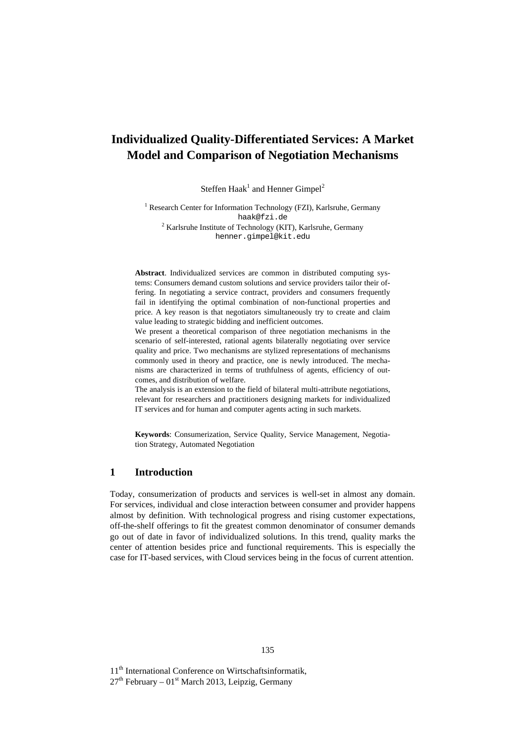// Individualized Quality-Differentiated Services: A Market Model and Comparison of Negotiation Mechanisms

Steffen Haak[1] and Henner Gimpel[2]

[1] Research Center for Information Technology (FZI), Karlsruhe, Germany
haak@fzi.de

[2] Karlsruhe Institute of Technology (KIT), Karlsruhe, Germany
henner.gimpel@kit.edu

**Abstract**. Individualized services are common in distributed computing systems: Consumers demand custom solutions and service providers tailor their offering. In negotiating a service contract, providers and consumers frequently fail in identifying the optimal combination of non-functional properties and price. A key reason is that negotiators simultaneously try to create and claim value leading to strategic bidding and inefficient outcomes.

We present a theoretical comparison of three negotiation mechanisms in the scenario of self-interested, rational agents bilaterally negotiating over service quality and price. Two mechanisms are stylized representations of mechanisms commonly used in theory and practice, one is newly introduced. The mechanisms are characterized in terms of truthfulness of agents, efficiency of outcomes, and distribution of welfare.

The analysis is an extension to the field of bilateral multi-attribute negotiations, relevant for researchers and practitioners designing markets for individualized IT services and for human and computer agents acting in such markets.

**Keywords**: Consumerization, Service Quality, Service Management, Negotiation Strategy, Automated Negotiation

## 1 Introduction

Today, consumerization of products and services is well-set in almost any domain. For services, individual and close interaction between consumer and provider happens almost by definition. With technological progress and rising customer expectations, off-the-shelf offerings to fit the greatest common denominator of consumer demands go out of date in favor of individualized solutions. In this trend, quality marks the center of attention besides price and functional requirements. This is especially the case for IT-based services, with Cloud services being in the focus of current attention.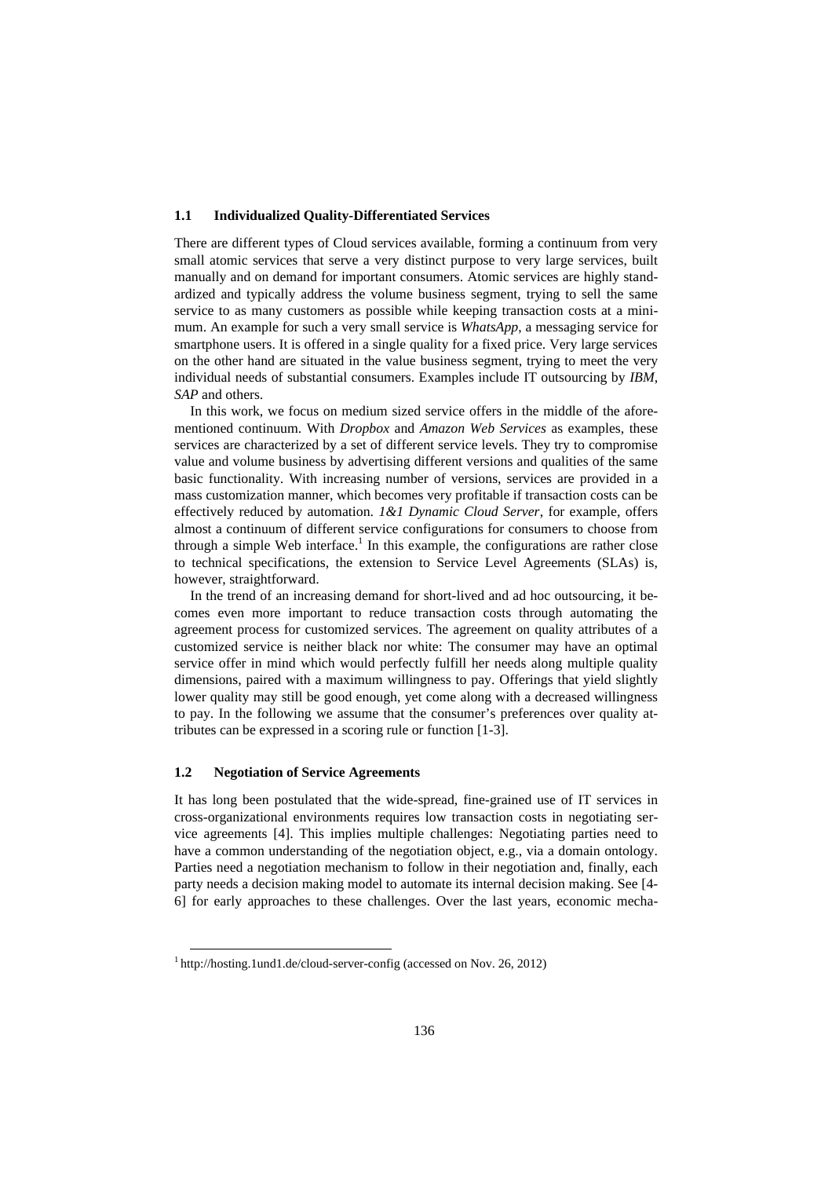### 1.1 Individualized Quality-Differentiated Services

There are different types of Cloud services available, forming a continuum from very small atomic services that serve a very distinct purpose to very large services, built manually and on demand for important consumers. Atomic services are highly standardized and typically address the volume business segment, trying to sell the same service to as many customers as possible while keeping transaction costs at a minimum. An example for such a very small service is *WhatsApp*, a messaging service for smartphone users. It is offered in a single quality for a fixed price. Very large services on the other hand are situated in the value business segment, trying to meet the very individual needs of substantial consumers. Examples include IT outsourcing by *IBM*, *SAP* and others.

In this work, we focus on medium sized service offers in the middle of the aforementioned continuum. With *Dropbox* and *Amazon Web Services* as examples, these services are characterized by a set of different service levels. They try to compromise value and volume business by advertising different versions and qualities of the same basic functionality. With increasing number of versions, services are provided in a mass customization manner, which becomes very profitable if transaction costs can be effectively reduced by automation. *1&1 Dynamic Cloud Server*, for example, offers almost a continuum of different service configurations for consumers to choose from through a simple Web interface.[1] In this example, the configurations are rather close to technical specifications, the extension to Service Level Agreements (SLAs) is, however, straightforward.

In the trend of an increasing demand for short-lived and ad hoc outsourcing, it becomes even more important to reduce transaction costs through automating the agreement process for customized services. The agreement on quality attributes of a customized service is neither black nor white: The consumer may have an optimal service offer in mind which would perfectly fulfill her needs along multiple quality dimensions, paired with a maximum willingness to pay. Offerings that yield slightly lower quality may still be good enough, yet come along with a decreased willingness to pay. In the following we assume that the consumer's preferences over quality attributes can be expressed in a scoring rule or function [1-3].

### 1.2 Negotiation of Service Agreements

It has long been postulated that the wide-spread, fine-grained use of IT services in cross-organizational environments requires low transaction costs in negotiating service agreements [4]. This implies multiple challenges: Negotiating parties need to have a common understanding of the negotiation object, e.g., via a domain ontology. Parties need a negotiation mechanism to follow in their negotiation and, finally, each party needs a decision making model to automate its internal decision making. See [4-6] for early approaches to these challenges. Over the last years, economic mecha-

[1] http://hosting.1und1.de/cloud-server-config (accessed on Nov. 26, 2012)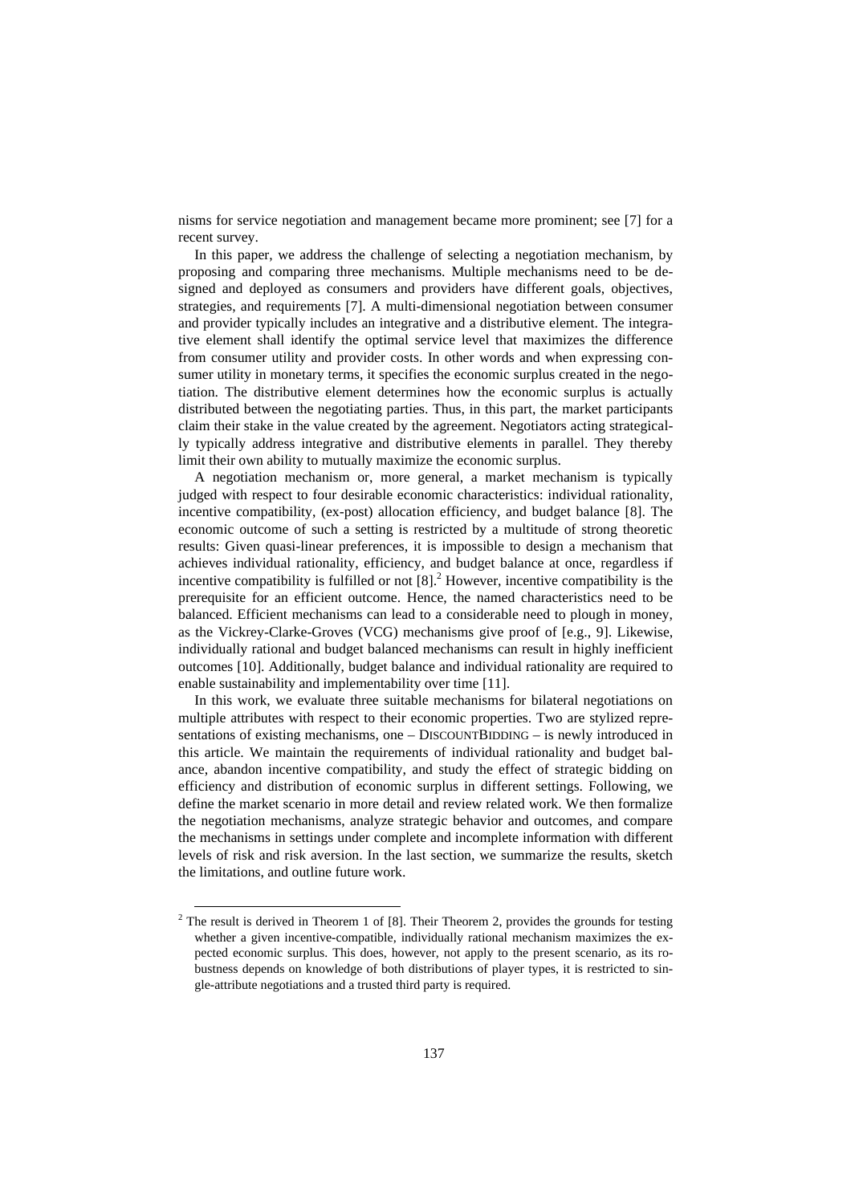nisms for service negotiation and management became more prominent; see [7] for a recent survey.

In this paper, we address the challenge of selecting a negotiation mechanism, by proposing and comparing three mechanisms. Multiple mechanisms need to be designed and deployed as consumers and providers have different goals, objectives, strategies, and requirements [7]. A multi-dimensional negotiation between consumer and provider typically includes an integrative and a distributive element. The integrative element shall identify the optimal service level that maximizes the difference from consumer utility and provider costs. In other words and when expressing consumer utility in monetary terms, it specifies the economic surplus created in the negotiation. The distributive element determines how the economic surplus is actually distributed between the negotiating parties. Thus, in this part, the market participants claim their stake in the value created by the agreement. Negotiators acting strategically typically address integrative and distributive elements in parallel. They thereby limit their own ability to mutually maximize the economic surplus.

A negotiation mechanism or, more general, a market mechanism is typically judged with respect to four desirable economic characteristics: individual rationality, incentive compatibility, (ex-post) allocation efficiency, and budget balance [8]. The economic outcome of such a setting is restricted by a multitude of strong theoretic results: Given quasi-linear preferences, it is impossible to design a mechanism that achieves individual rationality, efficiency, and budget balance at once, regardless if incentive compatibility is fulfilled or not [8].[2] However, incentive compatibility is the prerequisite for an efficient outcome. Hence, the named characteristics need to be balanced. Efficient mechanisms can lead to a considerable need to plough in money, as the Vickrey-Clarke-Groves (VCG) mechanisms give proof of [e.g., 9]. Likewise, individually rational and budget balanced mechanisms can result in highly inefficient outcomes [10]. Additionally, budget balance and individual rationality are required to enable sustainability and implementability over time [11].

In this work, we evaluate three suitable mechanisms for bilateral negotiations on multiple attributes with respect to their economic properties. Two are stylized representations of existing mechanisms, one – DISCOUNTBIDDING – is newly introduced in this article. We maintain the requirements of individual rationality and budget balance, abandon incentive compatibility, and study the effect of strategic bidding on efficiency and distribution of economic surplus in different settings. Following, we define the market scenario in more detail and review related work. We then formalize the negotiation mechanisms, analyze strategic behavior and outcomes, and compare the mechanisms in settings under complete and incomplete information with different levels of risk and risk aversion. In the last section, we summarize the results, sketch the limitations, and outline future work.

[2] The result is derived in Theorem 1 of [8]. Their Theorem 2, provides the grounds for testing whether a given incentive-compatible, individually rational mechanism maximizes the expected economic surplus. This does, however, not apply to the present scenario, as its robustness depends on knowledge of both distributions of player types, it is restricted to single-attribute negotiations and a trusted third party is required.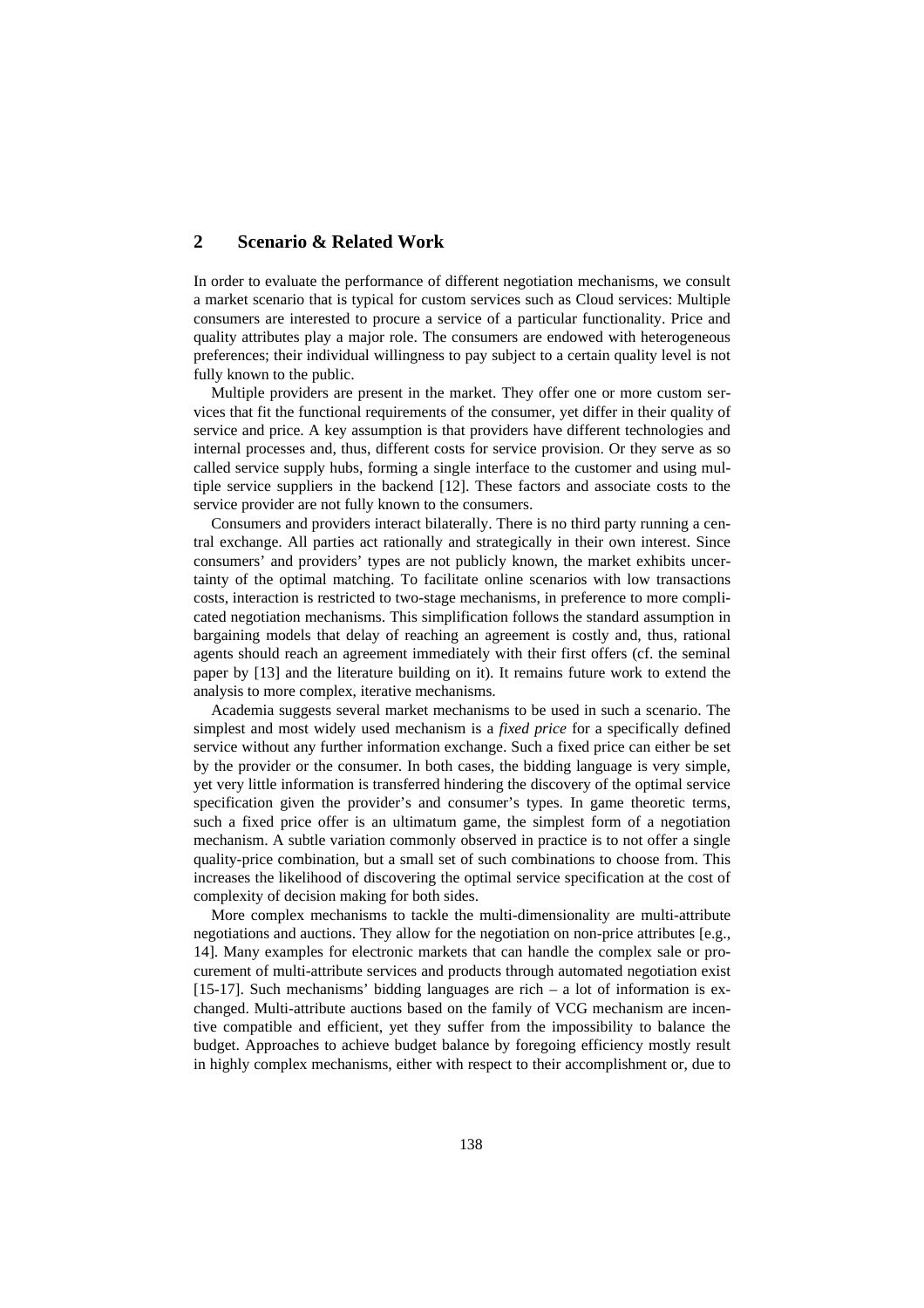## 2 Scenario & Related Work

In order to evaluate the performance of different negotiation mechanisms, we consult a market scenario that is typical for custom services such as Cloud services: Multiple consumers are interested to procure a service of a particular functionality. Price and quality attributes play a major role. The consumers are endowed with heterogeneous preferences; their individual willingness to pay subject to a certain quality level is not fully known to the public.

Multiple providers are present in the market. They offer one or more custom services that fit the functional requirements of the consumer, yet differ in their quality of service and price. A key assumption is that providers have different technologies and internal processes and, thus, different costs for service provision. Or they serve as so called service supply hubs, forming a single interface to the customer and using multiple service suppliers in the backend [12]. These factors and associate costs to the service provider are not fully known to the consumers.

Consumers and providers interact bilaterally. There is no third party running a central exchange. All parties act rationally and strategically in their own interest. Since consumers' and providers' types are not publicly known, the market exhibits uncertainty of the optimal matching. To facilitate online scenarios with low transactions costs, interaction is restricted to two-stage mechanisms, in preference to more complicated negotiation mechanisms. This simplification follows the standard assumption in bargaining models that delay of reaching an agreement is costly and, thus, rational agents should reach an agreement immediately with their first offers (cf. the seminal paper by [13] and the literature building on it). It remains future work to extend the analysis to more complex, iterative mechanisms.

Academia suggests several market mechanisms to be used in such a scenario. The simplest and most widely used mechanism is a *fixed price* for a specifically defined service without any further information exchange. Such a fixed price can either be set by the provider or the consumer. In both cases, the bidding language is very simple, yet very little information is transferred hindering the discovery of the optimal service specification given the provider's and consumer's types. In game theoretic terms, such a fixed price offer is an ultimatum game, the simplest form of a negotiation mechanism. A subtle variation commonly observed in practice is to not offer a single quality-price combination, but a small set of such combinations to choose from. This increases the likelihood of discovering the optimal service specification at the cost of complexity of decision making for both sides.

More complex mechanisms to tackle the multi-dimensionality are multi-attribute negotiations and auctions. They allow for the negotiation on non-price attributes [e.g., 14]. Many examples for electronic markets that can handle the complex sale or procurement of multi-attribute services and products through automated negotiation exist [15-17]. Such mechanisms' bidding languages are rich – a lot of information is exchanged. Multi-attribute auctions based on the family of VCG mechanism are incentive compatible and efficient, yet they suffer from the impossibility to balance the budget. Approaches to achieve budget balance by foregoing efficiency mostly result in highly complex mechanisms, either with respect to their accomplishment or, due to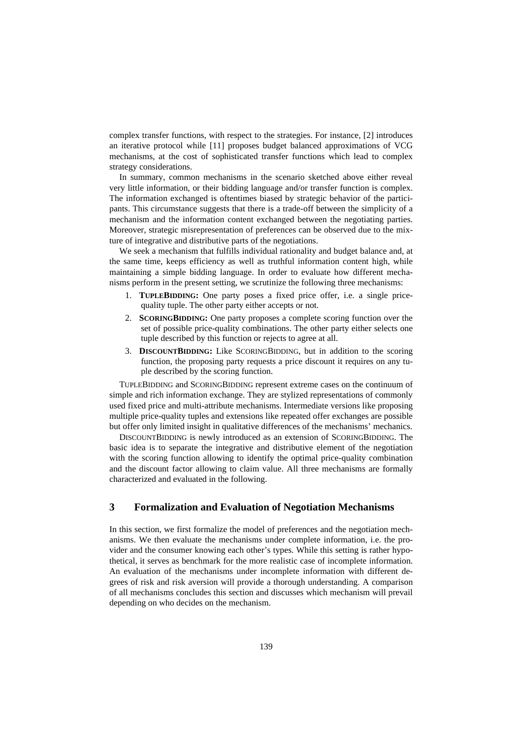complex transfer functions, with respect to the strategies. For instance, [2] introduces an iterative protocol while [11] proposes budget balanced approximations of VCG mechanisms, at the cost of sophisticated transfer functions which lead to complex strategy considerations.

In summary, common mechanisms in the scenario sketched above either reveal very little information, or their bidding language and/or transfer function is complex. The information exchanged is oftentimes biased by strategic behavior of the participants. This circumstance suggests that there is a trade-off between the simplicity of a mechanism and the information content exchanged between the negotiating parties. Moreover, strategic misrepresentation of preferences can be observed due to the mixture of integrative and distributive parts of the negotiations.

We seek a mechanism that fulfills individual rationality and budget balance and, at the same time, keeps efficiency as well as truthful information content high, while maintaining a simple bidding language. In order to evaluate how different mechanisms perform in the present setting, we scrutinize the following three mechanisms:

1. **TUPLEBIDDING:** One party poses a fixed price offer, i.e. a single price-quality tuple. The other party either accepts or not.
2. **SCORINGBIDDING:** One party proposes a complete scoring function over the set of possible price-quality combinations. The other party either selects one tuple described by this function or rejects to agree at all.
3. **DISCOUNTBIDDING:** Like SCORINGBIDDING, but in addition to the scoring function, the proposing party requests a price discount it requires on any tuple described by the scoring function.

TUPLEBIDDING and SCORINGBIDDING represent extreme cases on the continuum of simple and rich information exchange. They are stylized representations of commonly used fixed price and multi-attribute mechanisms. Intermediate versions like proposing multiple price-quality tuples and extensions like repeated offer exchanges are possible but offer only limited insight in qualitative differences of the mechanisms' mechanics.

DISCOUNTBIDDING is newly introduced as an extension of SCORINGBIDDING. The basic idea is to separate the integrative and distributive element of the negotiation with the scoring function allowing to identify the optimal price-quality combination and the discount factor allowing to claim value. All three mechanisms are formally characterized and evaluated in the following.

## 3 Formalization and Evaluation of Negotiation Mechanisms

In this section, we first formalize the model of preferences and the negotiation mechanisms. We then evaluate the mechanisms under complete information, i.e. the provider and the consumer knowing each other's types. While this setting is rather hypothetical, it serves as benchmark for the more realistic case of incomplete information. An evaluation of the mechanisms under incomplete information with different degrees of risk and risk aversion will provide a thorough understanding. A comparison of all mechanisms concludes this section and discusses which mechanism will prevail depending on who decides on the mechanism.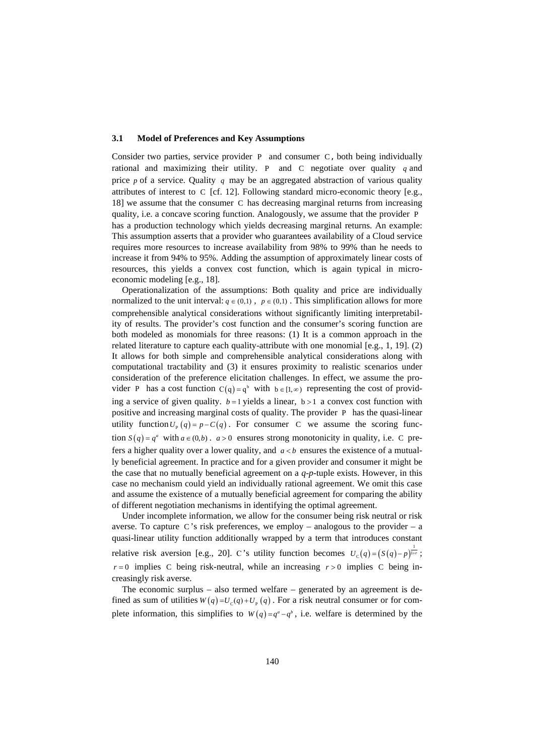### 3.1 Model of Preferences and Key Assumptions

Consider two parties, service provider P and consumer C, both being individually rational and maximizing their utility. P and C negotiate over quality $q$ and price $p$ of a service. Quality $q$ may be an aggregated abstraction of various quality attributes of interest to C [cf. 12]. Following standard micro-economic theory [e.g., 18] we assume that the consumer C has decreasing marginal returns from increasing quality, i.e. a concave scoring function. Analogously, we assume that the provider P has a production technology which yields decreasing marginal returns. An example: This assumption asserts that a provider who guarantees availability of a Cloud service requires more resources to increase availability from 98% to 99% than he needs to increase it from 94% to 95%. Adding the assumption of approximately linear costs of resources, this yields a convex cost function, which is again typical in micro-economic modeling [e.g., 18].

Operationalization of the assumptions: Both quality and price are individually normalized to the unit interval: $q \in (0,1)$, $p \in (0,1)$. This simplification allows for more comprehensible analytical considerations without significantly limiting interpretability of results. The provider's cost function and the consumer's scoring function are both modeled as monomials for three reasons: (1) It is a common approach in the related literature to capture each quality-attribute with one monomial [e.g., 1, 19]. (2) It allows for both simple and comprehensible analytical considerations along with computational tractability and (3) it ensures proximity to realistic scenarios under consideration of the preference elicitation challenges. In effect, we assume the provider P has a cost function $C(q) = q^b$ with $b \in [1, \infty)$ representing the cost of providing a service of given quality. $b = 1$ yields a linear, $b > 1$ a convex cost function with positive and increasing marginal costs of quality. The provider P has the quasi-linear utility function $U_P(q) = p - C(q)$. For consumer C we assume the scoring function $S(q) = q^a$ with $a \in (0,b)$. $a > 0$ ensures strong monotonicity in quality, i.e. C prefers a higher quality over a lower quality, and $a < b$ ensures the existence of a mutually beneficial agreement. In practice and for a given provider and consumer it might be the case that no mutually beneficial agreement on a *q*-*p*-tuple exists. However, in this case no mechanism could yield an individually rational agreement. We omit this case and assume the existence of a mutually beneficial agreement for comparing the ability of different negotiation mechanisms in identifying the optimal agreement.

Under incomplete information, we allow for the consumer being risk neutral or risk averse. To capture C's risk preferences, we employ – analogous to the provider – a quasi-linear utility function additionally wrapped by a term that introduces constant relative risk aversion [e.g., 20]. C's utility function becomes $U_C(q) = \left(S(q) - p\right)^{\frac{1}{1+r}}$; $r = 0$ implies C being risk-neutral, while an increasing $r > 0$ implies C being increasingly risk averse.

The economic surplus – also termed welfare – generated by an agreement is defined as sum of utilities $W(q) = U_C(q) + U_P(q)$. For a risk neutral consumer or for complete information, this simplifies to $W(q) = q^a - q^b$, i.e. welfare is determined by the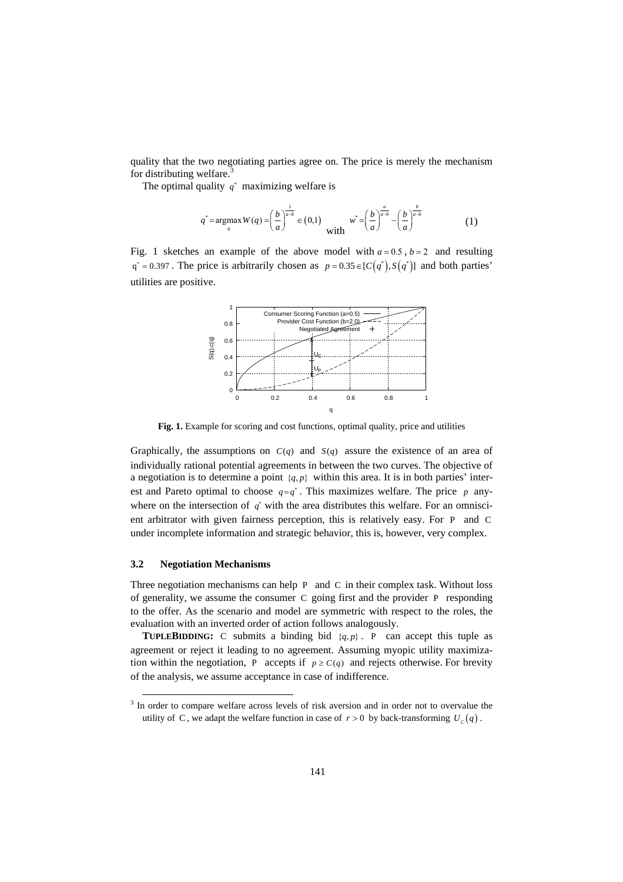quality that the two negotiating parties agree on. The price is merely the mechanism for distributing welfare.[3]

The optimal quality $q^*$ maximizing welfare is

$$q^* = \underset{q}{\operatorname{argmax}}\, W(q) = \left(\frac{b}{a}\right)^{\frac{1}{a-b}} \in (0,1) \quad \text{with} \quad w^* = \left(\frac{b}{a}\right)^{\frac{a}{a-b}} - \left(\frac{b}{a}\right)^{\frac{b}{a-b}} \tag{1}$$

Fig. 1 sketches an example of the above model with $a = 0.5$, $b = 2$ and resulting $q^* = 0.397$. The price is arbitrarily chosen as $p = 0.35 \in [C(q^*), S(q^*)]$ and both parties' utilities are positive.

**Fig. 1.** Example for scoring and cost functions, optimal quality, price and utilities

Graphically, the assumptions on $C(q)$ and $S(q)$ assure the existence of an area of individually rational potential agreements in between the two curves. The objective of a negotiation is to determine a point $\{q, p\}$ within this area. It is in both parties' interest and Pareto optimal to choose $q = q^*$. This maximizes welfare. The price $p$ anywhere on the intersection of $q^*$ with the area distributes this welfare. For an omniscient arbitrator with given fairness perception, this is relatively easy. For $\mathrm{P}$ and $\mathrm{C}$ under incomplete information and strategic behavior, this is, however, very complex.

### 3.2 Negotiation Mechanisms

Three negotiation mechanisms can help $\mathrm{P}$ and $\mathrm{C}$ in their complex task. Without loss of generality, we assume the consumer $\mathrm{C}$ going first and the provider $\mathrm{P}$ responding to the offer. As the scenario and model are symmetric with respect to the roles, the evaluation with an inverted order of action follows analogously.

**TUPLEBIDDING:** $\mathrm{C}$ submits a binding bid $\{q, p\}$. $\mathrm{P}$ can accept this tuple as agreement or reject it leading to no agreement. Assuming myopic utility maximization within the negotiation, $\mathrm{P}$ accepts if $p \geq C(q)$ and rejects otherwise. For brevity of the analysis, we assume acceptance in case of indifference.

[3] In order to compare welfare across levels of risk aversion and in order not to overvalue the utility of $\mathrm{C}$, we adapt the welfare function in case of $r > 0$ by back-transforming $U_{\mathrm{C}}(q)$.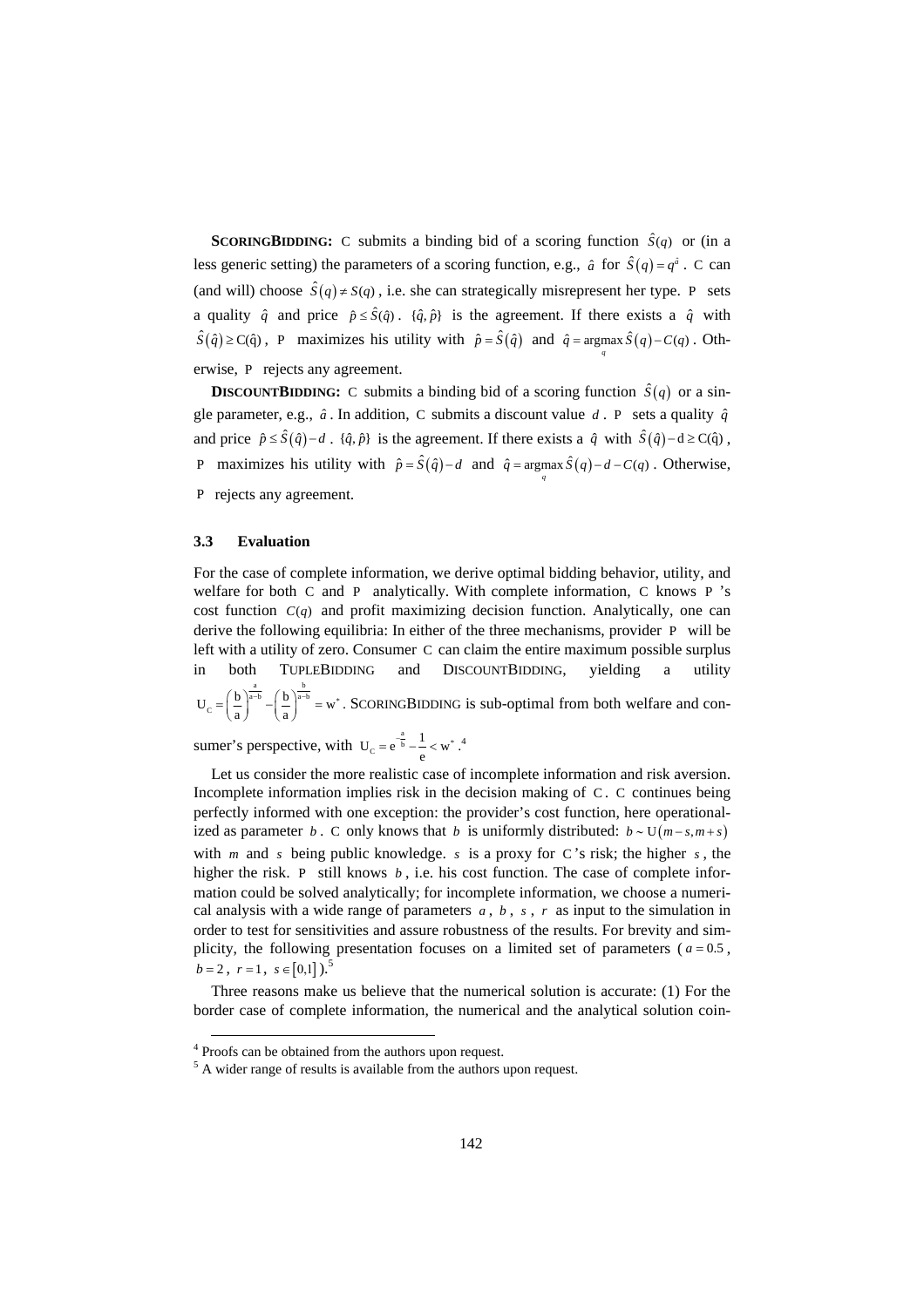**SCORINGBIDDING:** C submits a binding bid of a scoring function $\hat{S}(q)$ or (in a less generic setting) the parameters of a scoring function, e.g., $\hat{a}$ for $\hat{S}(q) = q^{\hat{a}}$. C can (and will) choose $\hat{S}(q) \neq S(q)$, i.e. she can strategically misrepresent her type. P sets a quality $\hat{q}$ and price $\hat{p} \leq \hat{S}(\hat{q})$. $\{\hat{q}, \hat{p}\}$ is the agreement. If there exists a $\hat{q}$ with $\hat{S}(\hat{q}) \geq C(\hat{q})$, P maximizes his utility with $\hat{p} = \hat{S}(\hat{q})$ and $\hat{q} = \underset{q}{\operatorname{argmax}}\, \hat{S}(q) - C(q)$. Otherwise, P rejects any agreement.

**DISCOUNTBIDDING:** C submits a binding bid of a scoring function $\hat{S}(q)$ or a single parameter, e.g., $\hat{a}$. In addition, C submits a discount value $d$. P sets a quality $\hat{q}$ and price $\hat{p} \leq \hat{S}(\hat{q}) - d$. $\{\hat{q}, \hat{p}\}$ is the agreement. If there exists a $\hat{q}$ with $\hat{S}(\hat{q}) - d \geq C(\hat{q})$, P maximizes his utility with $\hat{p} = \hat{S}(\hat{q}) - d$ and $\hat{q} = \underset{q}{\operatorname{argmax}}\, \hat{S}(q) - d - C(q)$. Otherwise, P rejects any agreement.

### 3.3 Evaluation

For the case of complete information, we derive optimal bidding behavior, utility, and welfare for both C and P analytically. With complete information, C knows P 's cost function $C(q)$ and profit maximizing decision function. Analytically, one can derive the following equilibria: In either of the three mechanisms, provider P will be left with a utility of zero. Consumer C can claim the entire maximum possible surplus in both TUPLEBIDDING and DISCOUNTBIDDING, yielding a utility $U_C = \left(\frac{b}{a}\right)^{\frac{a}{a-b}} - \left(\frac{b}{a}\right)^{\frac{b}{a-b}} = w^*$. SCORINGBIDDING is sub-optimal from both welfare and consumer's perspective, with $U_C = e^{-\frac{a}{b}} - \frac{1}{e} < w^*$.[4]

Let us consider the more realistic case of incomplete information and risk aversion. Incomplete information implies risk in the decision making of C. C continues being perfectly informed with one exception: the provider's cost function, here operationalized as parameter $b$. C only knows that $b$ is uniformly distributed: $b \sim U(m-s, m+s)$ with $m$ and $s$ being public knowledge. $s$ is a proxy for C's risk; the higher $s$, the higher the risk. P still knows $b$, i.e. his cost function. The case of complete information could be solved analytically; for incomplete information, we choose a numerical analysis with a wide range of parameters $a$, $b$, $s$, $r$ as input to the simulation in order to test for sensitivities and assure robustness of the results. For brevity and simplicity, the following presentation focuses on a limited set of parameters ($a = 0.5$, $b = 2$, $r = 1$, $s \in [0,1]$).[5]

Three reasons make us believe that the numerical solution is accurate: (1) For the border case of complete information, the numerical and the analytical solution coin-

[4] Proofs can be obtained from the authors upon request.

[5] A wider range of results is available from the authors upon request.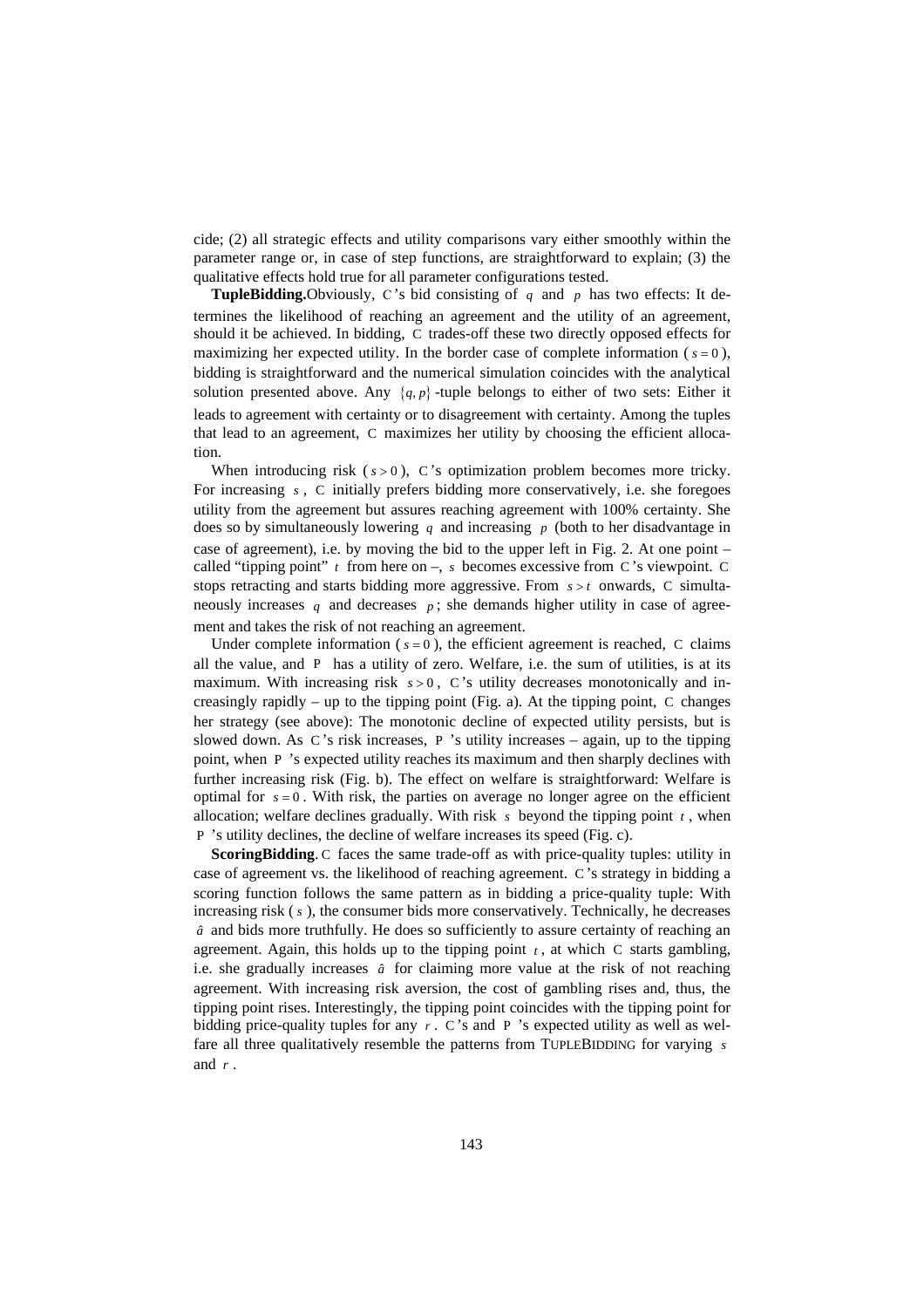cide; (2) all strategic effects and utility comparisons vary either smoothly within the parameter range or, in case of step functions, are straightforward to explain; (3) the qualitative effects hold true for all parameter configurations tested.

**TupleBidding.** Obviously, C's bid consisting of $q$ and $p$ has two effects: It determines the likelihood of reaching an agreement and the utility of an agreement, should it be achieved. In bidding, C trades-off these two directly opposed effects for maximizing her expected utility. In the border case of complete information ($s = 0$), bidding is straightforward and the numerical simulation coincides with the analytical solution presented above. Any $\{q, p\}$-tuple belongs to either of two sets: Either it leads to agreement with certainty or to disagreement with certainty. Among the tuples that lead to an agreement, C maximizes her utility by choosing the efficient allocation.

When introducing risk ($s > 0$), C's optimization problem becomes more tricky. For increasing $s$, C initially prefers bidding more conservatively, i.e. she foregoes utility from the agreement but assures reaching agreement with 100% certainty. She does so by simultaneously lowering $q$ and increasing $p$ (both to her disadvantage in case of agreement), i.e. by moving the bid to the upper left in Fig. 2. At one point – called "tipping point" $t$ from here on –, $s$ becomes excessive from C's viewpoint. C stops retracting and starts bidding more aggressive. From $s > t$ onwards, C simultaneously increases $q$ and decreases $p$; she demands higher utility in case of agreement and takes the risk of not reaching an agreement.

Under complete information ($s = 0$), the efficient agreement is reached, C claims all the value, and P has a utility of zero. Welfare, i.e. the sum of utilities, is at its maximum. With increasing risk $s > 0$, C's utility decreases monotonically and increasingly rapidly – up to the tipping point (Fig. a). At the tipping point, C changes her strategy (see above): The monotonic decline of expected utility persists, but is slowed down. As C's risk increases, P's utility increases – again, up to the tipping point, when P's expected utility reaches its maximum and then sharply declines with further increasing risk (Fig. b). The effect on welfare is straightforward: Welfare is optimal for $s = 0$. With risk, the parties on average no longer agree on the efficient allocation; welfare declines gradually. With risk $s$ beyond the tipping point $t$, when P's utility declines, the decline of welfare increases its speed (Fig. c).

**ScoringBidding.** C faces the same trade-off as with price-quality tuples: utility in case of agreement vs. the likelihood of reaching agreement. C's strategy in bidding a scoring function follows the same pattern as in bidding a price-quality tuple: With increasing risk ($s$), the consumer bids more conservatively. Technically, he decreases $\hat{a}$ and bids more truthfully. He does so sufficiently to assure certainty of reaching an agreement. Again, this holds up to the tipping point $t$, at which C starts gambling, i.e. she gradually increases $\hat{a}$ for claiming more value at the risk of not reaching agreement. With increasing risk aversion, the cost of gambling rises and, thus, the tipping point rises. Interestingly, the tipping point coincides with the tipping point for bidding price-quality tuples for any $r$. C's and P's expected utility as well as welfare all three qualitatively resemble the patterns from TUPLEBIDDING for varying $s$ and $r$.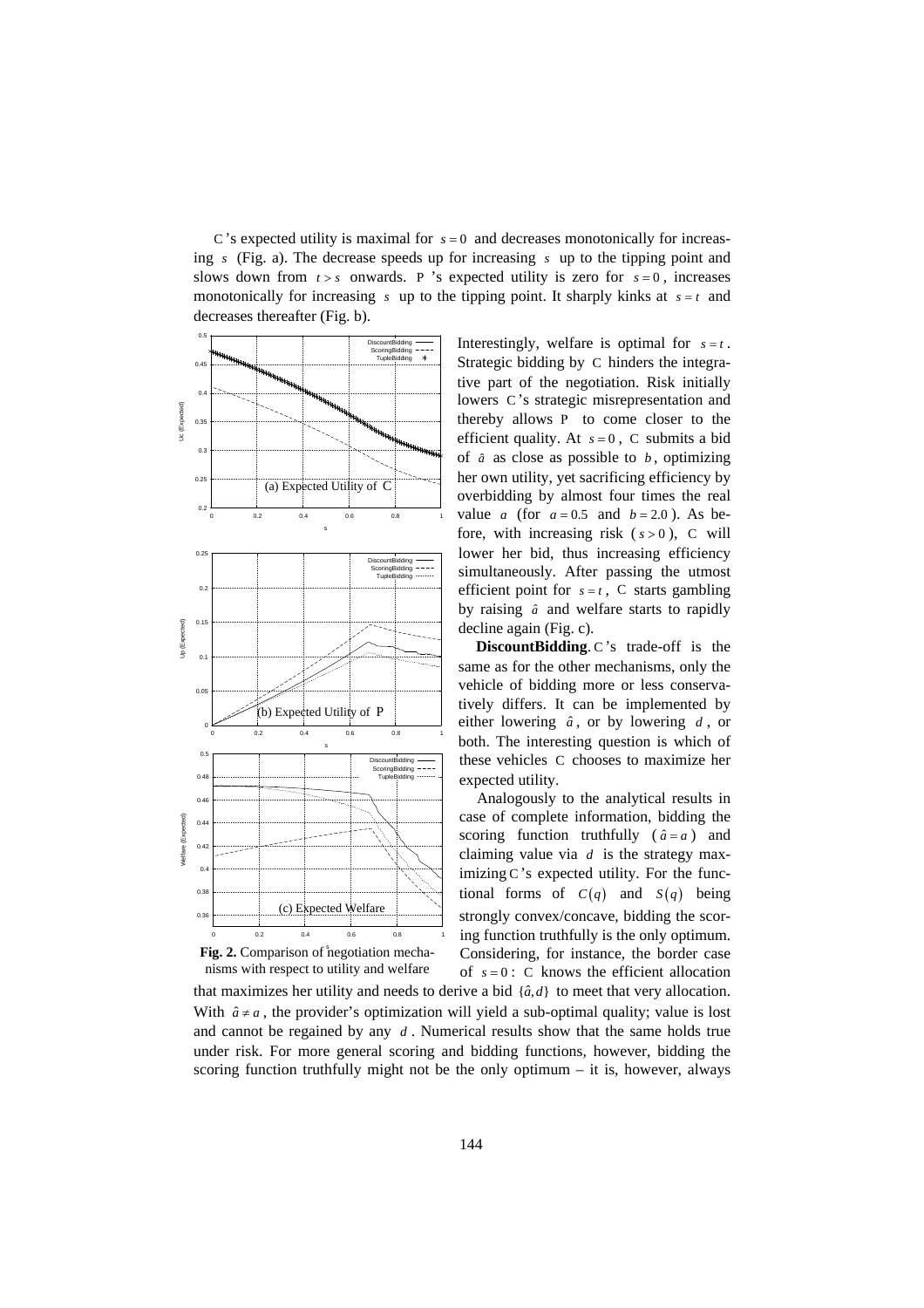C's expected utility is maximal for $s = 0$ and decreases monotonically for increasing $s$ (Fig. a). The decrease speeds up for increasing $s$ up to the tipping point and slows down from $t > s$ onwards. P's expected utility is zero for $s = 0$, increases monotonically for increasing $s$ up to the tipping point. It sharply kinks at $s = t$ and decreases thereafter (Fig. b).

**Fig. 2.** Comparison of negotiation mechanisms with respect to utility and welfare

Interestingly, welfare is optimal for $s = t$. Strategic bidding by C hinders the integrative part of the negotiation. Risk initially lowers C's strategic misrepresentation and thereby allows P to come closer to the efficient quality. At $s = 0$, C submits a bid of $\hat{a}$ as close as possible to $b$, optimizing her own utility, yet sacrificing efficiency by overbidding by almost four times the real value $a$ (for $a = 0.5$ and $b = 2.0$). As before, with increasing risk ($s > 0$), C will lower her bid, thus increasing efficiency simultaneously. After passing the utmost efficient point for $s = t$, C starts gambling by raising $\hat{a}$ and welfare starts to rapidly decline again (Fig. c).

**DiscountBidding.** C's trade-off is the same as for the other mechanisms, only the vehicle of bidding more or less conservatively differs. It can be implemented by either lowering $\hat{a}$, or by lowering $d$, or both. The interesting question is which of these vehicles C chooses to maximize her expected utility.

Analogously to the analytical results in case of complete information, bidding the scoring function truthfully ($\hat{a} = a$) and claiming value via $d$ is the strategy maximizing C's expected utility. For the functional forms of $C(q)$ and $S(q)$ being strongly convex/concave, bidding the scoring function truthfully is the only optimum. Considering, for instance, the border case of $s = 0$: C knows the efficient allocation that maximizes her utility and needs to derive a bid $\{\hat{a}, d\}$ to meet that very allocation. With $\hat{a} \neq a$, the provider's optimization will yield a sub-optimal quality; value is lost and cannot be regained by any $d$. Numerical results show that the same holds true under risk. For more general scoring and bidding functions, however, bidding the scoring function truthfully might not be the only optimum – it is, however, always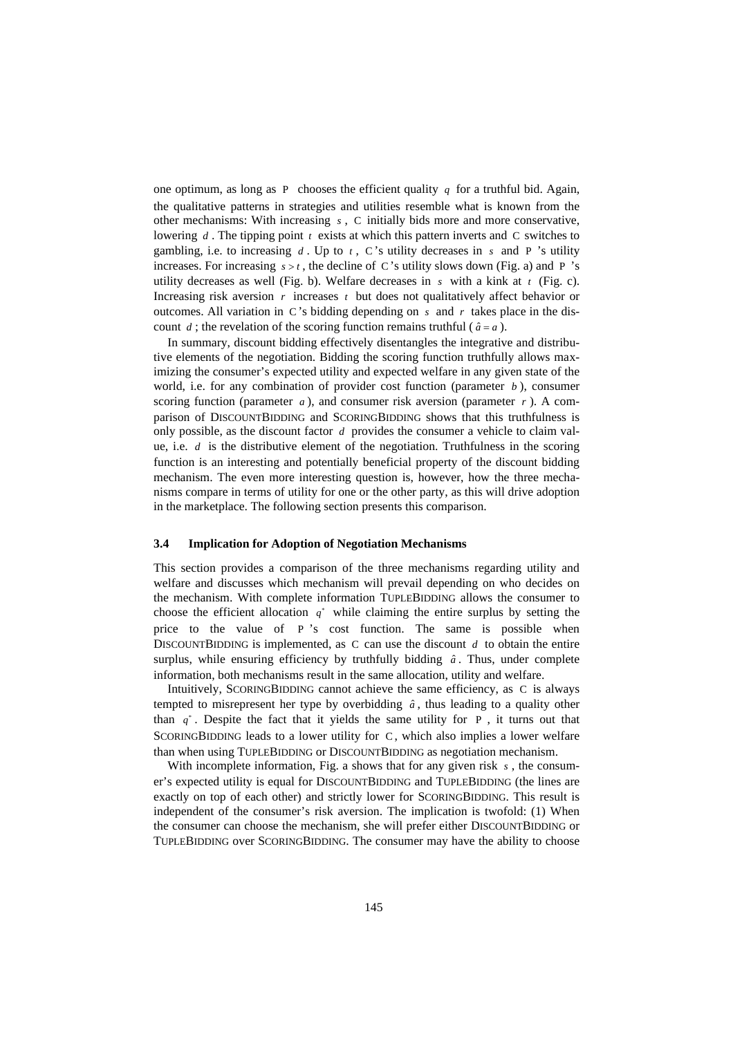one optimum, as long as P chooses the efficient quality $q$ for a truthful bid. Again, the qualitative patterns in strategies and utilities resemble what is known from the other mechanisms: With increasing $s$, C initially bids more and more conservative, lowering $d$. The tipping point $t$ exists at which this pattern inverts and C switches to gambling, i.e. to increasing $d$. Up to $t$, C's utility decreases in $s$ and P's utility increases. For increasing $s > t$, the decline of C's utility slows down (Fig. a) and P's utility decreases as well (Fig. b). Welfare decreases in $s$ with a kink at $t$ (Fig. c). Increasing risk aversion $r$ increases $t$ but does not qualitatively affect behavior or outcomes. All variation in C's bidding depending on $s$ and $r$ takes place in the discount $d$; the revelation of the scoring function remains truthful ($\hat{a} = a$).

In summary, discount bidding effectively disentangles the integrative and distributive elements of the negotiation. Bidding the scoring function truthfully allows maximizing the consumer's expected utility and expected welfare in any given state of the world, i.e. for any combination of provider cost function (parameter $b$), consumer scoring function (parameter $a$), and consumer risk aversion (parameter $r$). A comparison of DISCOUNTBIDDING and SCORINGBIDDING shows that this truthfulness is only possible, as the discount factor $d$ provides the consumer a vehicle to claim value, i.e. $d$ is the distributive element of the negotiation. Truthfulness in the scoring function is an interesting and potentially beneficial property of the discount bidding mechanism. The even more interesting question is, however, how the three mechanisms compare in terms of utility for one or the other party, as this will drive adoption in the marketplace. The following section presents this comparison.

### 3.4 Implication for Adoption of Negotiation Mechanisms

This section provides a comparison of the three mechanisms regarding utility and welfare and discusses which mechanism will prevail depending on who decides on the mechanism. With complete information TUPLEBIDDING allows the consumer to choose the efficient allocation $q^*$ while claiming the entire surplus by setting the price to the value of P's cost function. The same is possible when DISCOUNTBIDDING is implemented, as C can use the discount $d$ to obtain the entire surplus, while ensuring efficiency by truthfully bidding $\hat{a}$. Thus, under complete information, both mechanisms result in the same allocation, utility and welfare.

Intuitively, SCORINGBIDDING cannot achieve the same efficiency, as C is always tempted to misrepresent her type by overbidding $\hat{a}$, thus leading to a quality other than $q^*$. Despite the fact that it yields the same utility for P, it turns out that SCORINGBIDDING leads to a lower utility for C, which also implies a lower welfare than when using TUPLEBIDDING or DISCOUNTBIDDING as negotiation mechanism.

With incomplete information, Fig. a shows that for any given risk $s$, the consumer's expected utility is equal for DISCOUNTBIDDING and TUPLEBIDDING (the lines are exactly on top of each other) and strictly lower for SCORINGBIDDING. This result is independent of the consumer's risk aversion. The implication is twofold: (1) When the consumer can choose the mechanism, she will prefer either DISCOUNTBIDDING or TUPLEBIDDING over SCORINGBIDDING. The consumer may have the ability to choose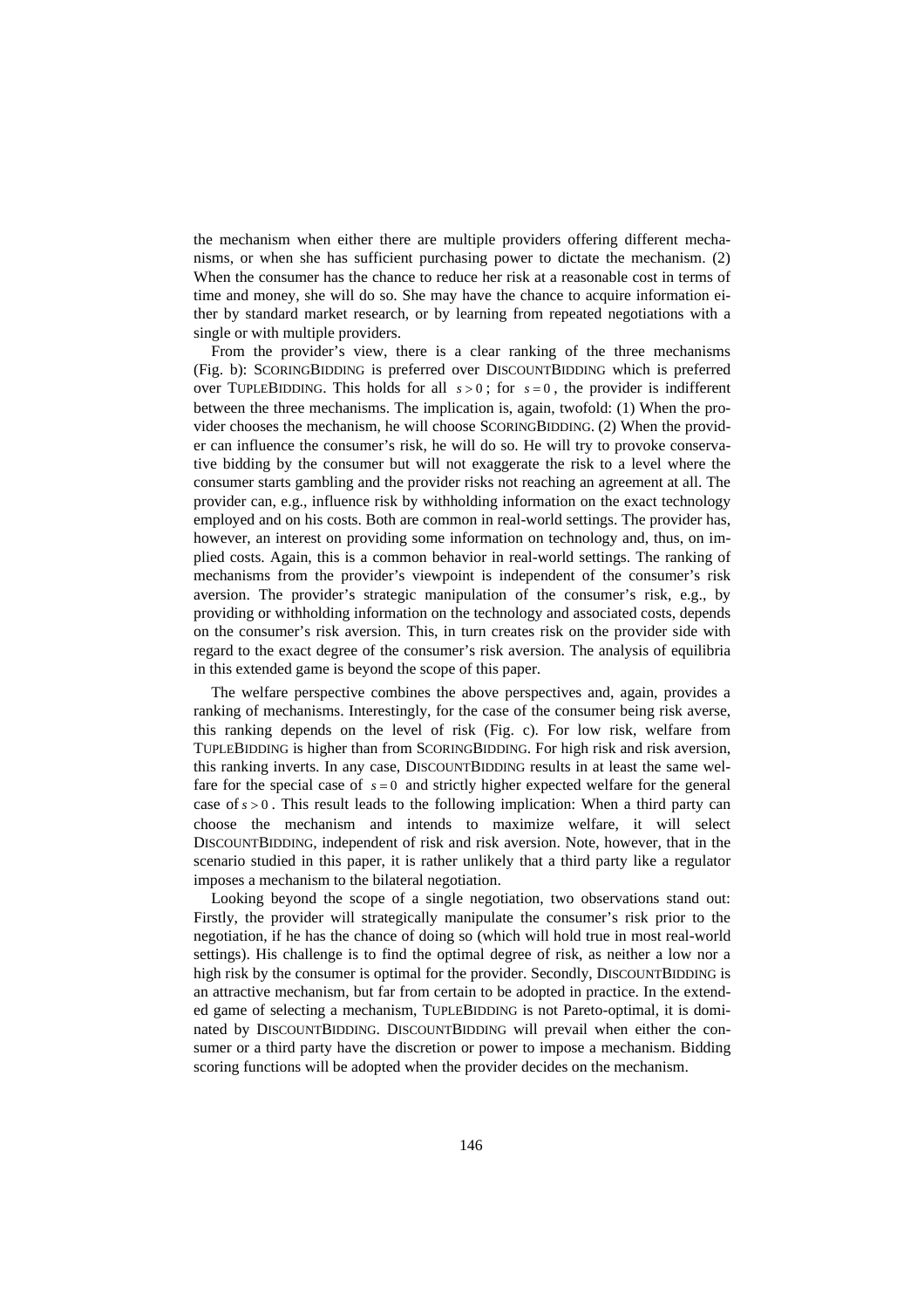the mechanism when either there are multiple providers offering different mechanisms, or when she has sufficient purchasing power to dictate the mechanism. (2) When the consumer has the chance to reduce her risk at a reasonable cost in terms of time and money, she will do so. She may have the chance to acquire information either by standard market research, or by learning from repeated negotiations with a single or with multiple providers.

From the provider's view, there is a clear ranking of the three mechanisms (Fig. b): ScoringBidding is preferred over DiscountBidding which is preferred over TupleBidding. This holds for all $s > 0$; for $s = 0$, the provider is indifferent between the three mechanisms. The implication is, again, twofold: (1) When the provider chooses the mechanism, he will choose ScoringBidding. (2) When the provider can influence the consumer's risk, he will do so. He will try to provoke conservative bidding by the consumer but will not exaggerate the risk to a level where the consumer starts gambling and the provider risks not reaching an agreement at all. The provider can, e.g., influence risk by withholding information on the exact technology employed and on his costs. Both are common in real-world settings. The provider has, however, an interest on providing some information on technology and, thus, on implied costs. Again, this is a common behavior in real-world settings. The ranking of mechanisms from the provider's viewpoint is independent of the consumer's risk aversion. The provider's strategic manipulation of the consumer's risk, e.g., by providing or withholding information on the technology and associated costs, depends on the consumer's risk aversion. This, in turn creates risk on the provider side with regard to the exact degree of the consumer's risk aversion. The analysis of equilibria in this extended game is beyond the scope of this paper.

The welfare perspective combines the above perspectives and, again, provides a ranking of mechanisms. Interestingly, for the case of the consumer being risk averse, this ranking depends on the level of risk (Fig. c). For low risk, welfare from TupleBidding is higher than from ScoringBidding. For high risk and risk aversion, this ranking inverts. In any case, DiscountBidding results in at least the same welfare for the special case of $s = 0$ and strictly higher expected welfare for the general case of $s > 0$. This result leads to the following implication: When a third party can choose the mechanism and intends to maximize welfare, it will select DiscountBidding, independent of risk and risk aversion. Note, however, that in the scenario studied in this paper, it is rather unlikely that a third party like a regulator imposes a mechanism to the bilateral negotiation.

Looking beyond the scope of a single negotiation, two observations stand out: Firstly, the provider will strategically manipulate the consumer's risk prior to the negotiation, if he has the chance of doing so (which will hold true in most real-world settings). His challenge is to find the optimal degree of risk, as neither a low nor a high risk by the consumer is optimal for the provider. Secondly, DiscountBidding is an attractive mechanism, but far from certain to be adopted in practice. In the extended game of selecting a mechanism, TupleBidding is not Pareto-optimal, it is dominated by DiscountBidding. DiscountBidding will prevail when either the consumer or a third party have the discretion or power to impose a mechanism. Bidding scoring functions will be adopted when the provider decides on the mechanism.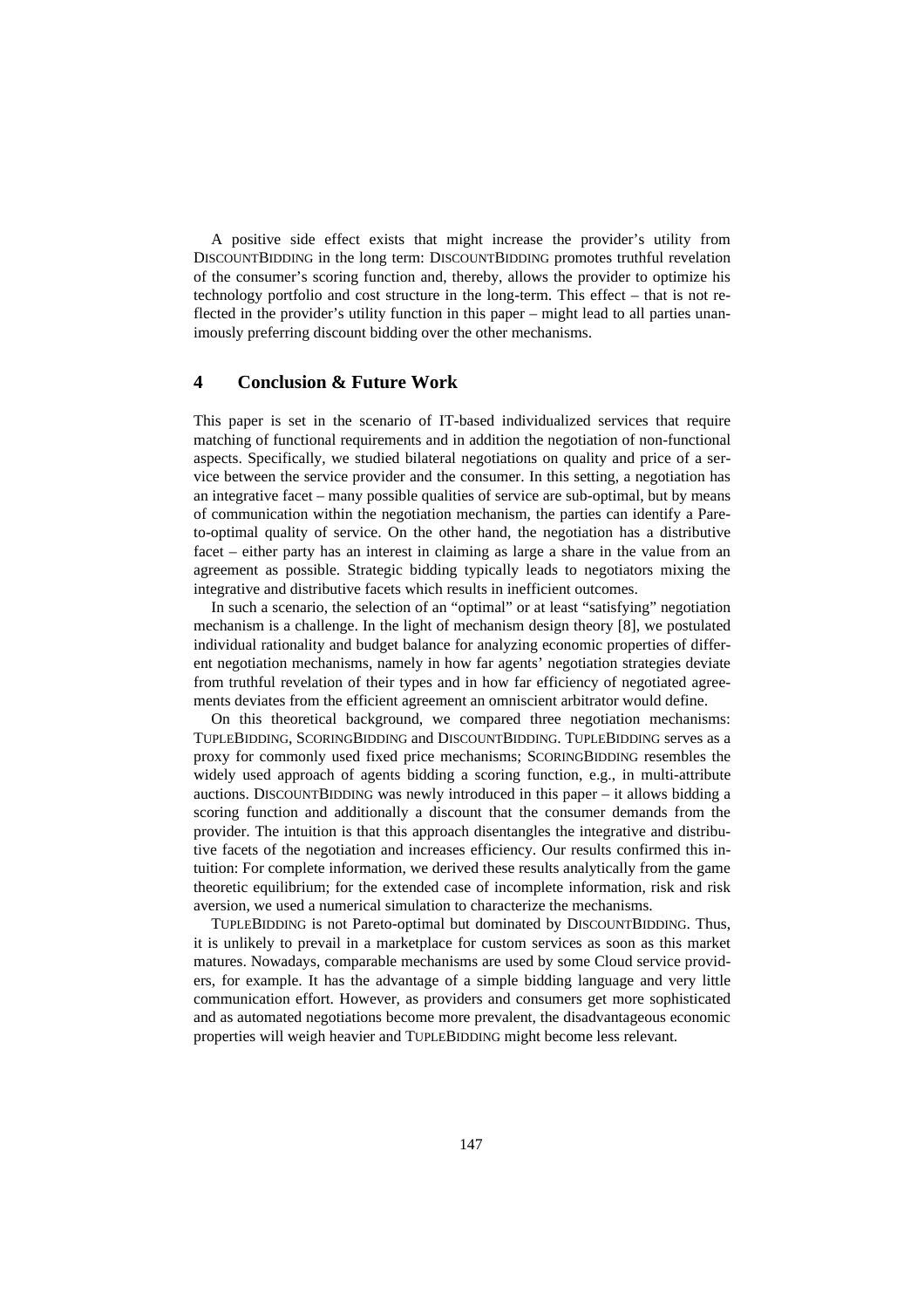A positive side effect exists that might increase the provider's utility from DiscountBidding in the long term: DiscountBidding promotes truthful revelation of the consumer's scoring function and, thereby, allows the provider to optimize his technology portfolio and cost structure in the long-term. This effect – that is not reflected in the provider's utility function in this paper – might lead to all parties unanimously preferring discount bidding over the other mechanisms.

## 4 Conclusion & Future Work

This paper is set in the scenario of IT-based individualized services that require matching of functional requirements and in addition the negotiation of non-functional aspects. Specifically, we studied bilateral negotiations on quality and price of a service between the service provider and the consumer. In this setting, a negotiation has an integrative facet – many possible qualities of service are sub-optimal, but by means of communication within the negotiation mechanism, the parties can identify a Pareto-optimal quality of service. On the other hand, the negotiation has a distributive facet – either party has an interest in claiming as large a share in the value from an agreement as possible. Strategic bidding typically leads to negotiators mixing the integrative and distributive facets which results in inefficient outcomes.

In such a scenario, the selection of an "optimal" or at least "satisfying" negotiation mechanism is a challenge. In the light of mechanism design theory [8], we postulated individual rationality and budget balance for analyzing economic properties of different negotiation mechanisms, namely in how far agents' negotiation strategies deviate from truthful revelation of their types and in how far efficiency of negotiated agreements deviates from the efficient agreement an omniscient arbitrator would define.

On this theoretical background, we compared three negotiation mechanisms: TupleBidding, ScoringBidding and DiscountBidding. TupleBidding serves as a proxy for commonly used fixed price mechanisms; ScoringBidding resembles the widely used approach of agents bidding a scoring function, e.g., in multi-attribute auctions. DiscountBidding was newly introduced in this paper – it allows bidding a scoring function and additionally a discount that the consumer demands from the provider. The intuition is that this approach disentangles the integrative and distributive facets of the negotiation and increases efficiency. Our results confirmed this intuition: For complete information, we derived these results analytically from the game theoretic equilibrium; for the extended case of incomplete information, risk and risk aversion, we used a numerical simulation to characterize the mechanisms.

TupleBidding is not Pareto-optimal but dominated by DiscountBidding. Thus, it is unlikely to prevail in a marketplace for custom services as soon as this market matures. Nowadays, comparable mechanisms are used by some Cloud service providers, for example. It has the advantage of a simple bidding language and very little communication effort. However, as providers and consumers get more sophisticated and as automated negotiations become more prevalent, the disadvantageous economic properties will weigh heavier and TupleBidding might become less relevant.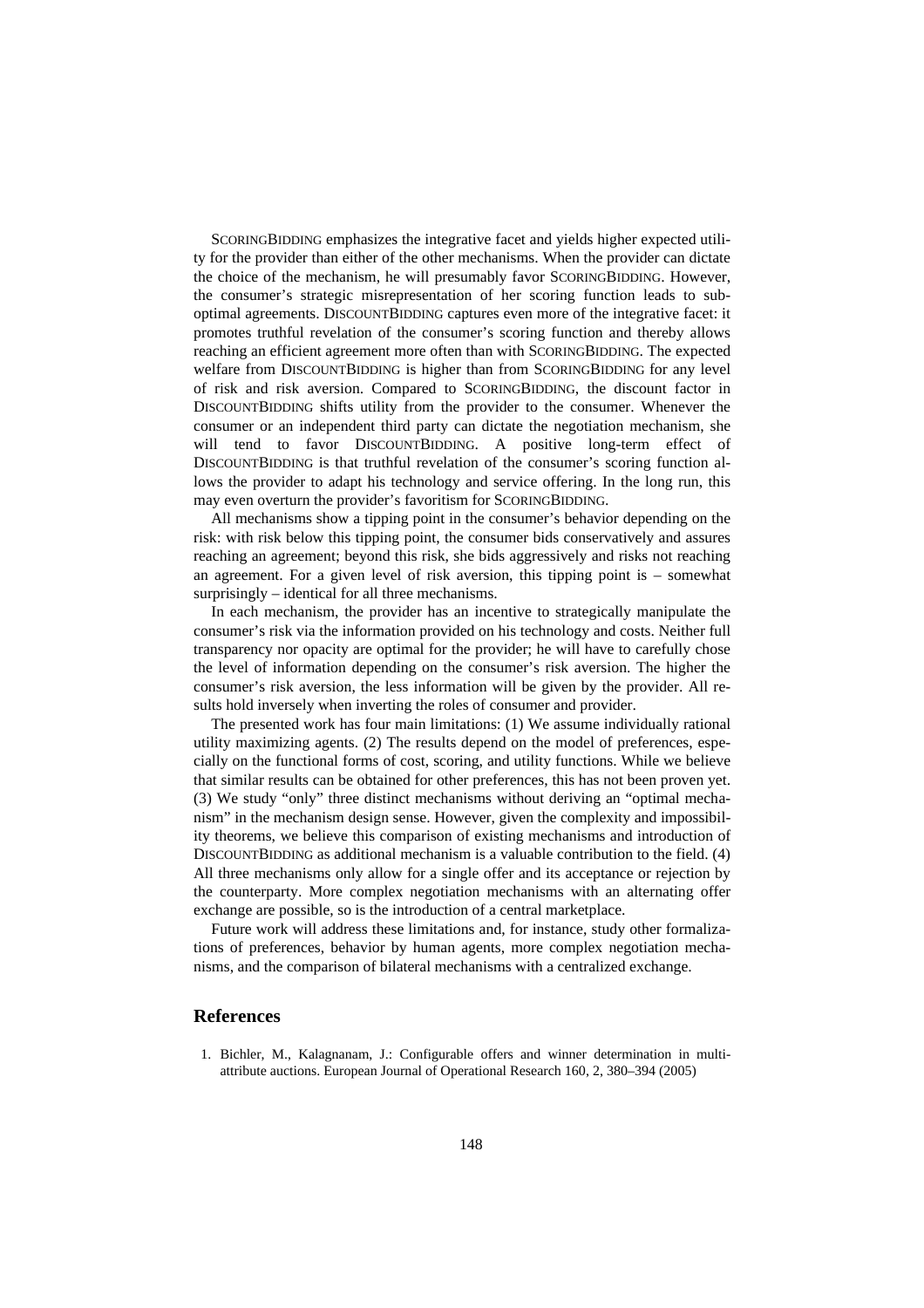SCORINGBIDDING emphasizes the integrative facet and yields higher expected utility for the provider than either of the other mechanisms. When the provider can dictate the choice of the mechanism, he will presumably favor SCORINGBIDDING. However, the consumer's strategic misrepresentation of her scoring function leads to sub-optimal agreements. DISCOUNTBIDDING captures even more of the integrative facet: it promotes truthful revelation of the consumer's scoring function and thereby allows reaching an efficient agreement more often than with SCORINGBIDDING. The expected welfare from DISCOUNTBIDDING is higher than from SCORINGBIDDING for any level of risk and risk aversion. Compared to SCORINGBIDDING, the discount factor in DISCOUNTBIDDING shifts utility from the provider to the consumer. Whenever the consumer or an independent third party can dictate the negotiation mechanism, she will tend to favor DISCOUNTBIDDING. A positive long-term effect of DISCOUNTBIDDING is that truthful revelation of the consumer's scoring function allows the provider to adapt his technology and service offering. In the long run, this may even overturn the provider's favoritism for SCORINGBIDDING.

All mechanisms show a tipping point in the consumer's behavior depending on the risk: with risk below this tipping point, the consumer bids conservatively and assures reaching an agreement; beyond this risk, she bids aggressively and risks not reaching an agreement. For a given level of risk aversion, this tipping point is – somewhat surprisingly – identical for all three mechanisms.

In each mechanism, the provider has an incentive to strategically manipulate the consumer's risk via the information provided on his technology and costs. Neither full transparency nor opacity are optimal for the provider; he will have to carefully chose the level of information depending on the consumer's risk aversion. The higher the consumer's risk aversion, the less information will be given by the provider. All results hold inversely when inverting the roles of consumer and provider.

The presented work has four main limitations: (1) We assume individually rational utility maximizing agents. (2) The results depend on the model of preferences, especially on the functional forms of cost, scoring, and utility functions. While we believe that similar results can be obtained for other preferences, this has not been proven yet. (3) We study "only" three distinct mechanisms without deriving an "optimal mechanism" in the mechanism design sense. However, given the complexity and impossibility theorems, we believe this comparison of existing mechanisms and introduction of DISCOUNTBIDDING as additional mechanism is a valuable contribution to the field. (4) All three mechanisms only allow for a single offer and its acceptance or rejection by the counterparty. More complex negotiation mechanisms with an alternating offer exchange are possible, so is the introduction of a central marketplace.

Future work will address these limitations and, for instance, study other formalizations of preferences, behavior by human agents, more complex negotiation mechanisms, and the comparison of bilateral mechanisms with a centralized exchange.

## References

1. Bichler, M., Kalagnanam, J.: Configurable offers and winner determination in multi-attribute auctions. European Journal of Operational Research 160, 2, 380–394 (2005)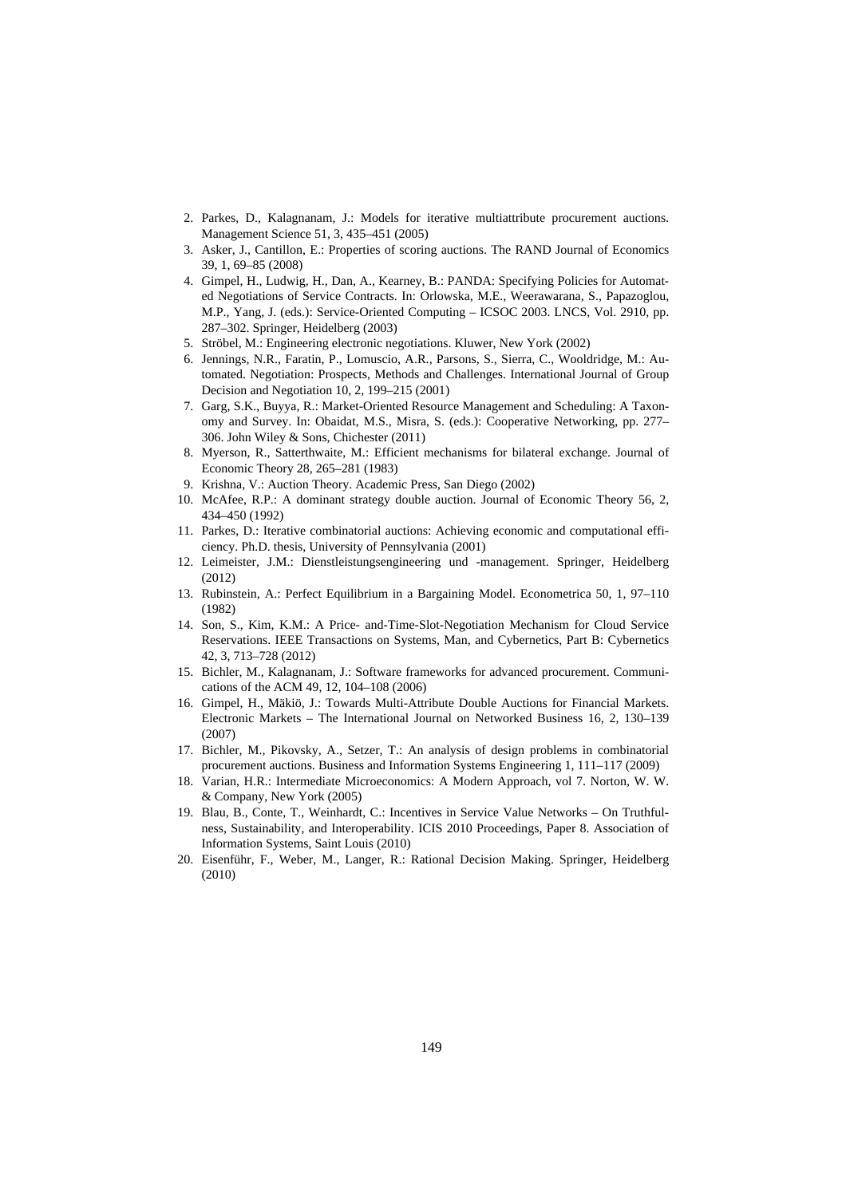2. Parkes, D., Kalagnanam, J.: Models for iterative multiattribute procurement auctions. Management Science 51, 3, 435–451 (2005)
3. Asker, J., Cantillon, E.: Properties of scoring auctions. The RAND Journal of Economics 39, 1, 69–85 (2008)
4. Gimpel, H., Ludwig, H., Dan, A., Kearney, B.: PANDA: Specifying Policies for Automated Negotiations of Service Contracts. In: Orlowska, M.E., Weerawarana, S., Papazoglou, M.P., Yang, J. (eds.): Service-Oriented Computing – ICSOC 2003. LNCS, Vol. 2910, pp. 287–302. Springer, Heidelberg (2003)
5. Ströbel, M.: Engineering electronic negotiations. Kluwer, New York (2002)
6. Jennings, N.R., Faratin, P., Lomuscio, A.R., Parsons, S., Sierra, C., Wooldridge, M.: Automated. Negotiation: Prospects, Methods and Challenges. International Journal of Group Decision and Negotiation 10, 2, 199–215 (2001)
7. Garg, S.K., Buyya, R.: Market-Oriented Resource Management and Scheduling: A Taxonomy and Survey. In: Obaidat, M.S., Misra, S. (eds.): Cooperative Networking, pp. 277–306. John Wiley & Sons, Chichester (2011)
8. Myerson, R., Satterthwaite, M.: Efficient mechanisms for bilateral exchange. Journal of Economic Theory 28, 265–281 (1983)
9. Krishna, V.: Auction Theory. Academic Press, San Diego (2002)
10. McAfee, R.P.: A dominant strategy double auction. Journal of Economic Theory 56, 2, 434–450 (1992)
11. Parkes, D.: Iterative combinatorial auctions: Achieving economic and computational efficiency. Ph.D. thesis, University of Pennsylvania (2001)
12. Leimeister, J.M.: Dienstleistungsengineering und -management. Springer, Heidelberg (2012)
13. Rubinstein, A.: Perfect Equilibrium in a Bargaining Model. Econometrica 50, 1, 97–110 (1982)
14. Son, S., Kim, K.M.: A Price- and-Time-Slot-Negotiation Mechanism for Cloud Service Reservations. IEEE Transactions on Systems, Man, and Cybernetics, Part B: Cybernetics 42, 3, 713–728 (2012)
15. Bichler, M., Kalagnanam, J.: Software frameworks for advanced procurement. Communications of the ACM 49, 12, 104–108 (2006)
16. Gimpel, H., Mäkiö, J.: Towards Multi-Attribute Double Auctions for Financial Markets. Electronic Markets – The International Journal on Networked Business 16, 2, 130–139 (2007)
17. Bichler, M., Pikovsky, A., Setzer, T.: An analysis of design problems in combinatorial procurement auctions. Business and Information Systems Engineering 1, 111–117 (2009)
18. Varian, H.R.: Intermediate Microeconomics: A Modern Approach, vol 7. Norton, W. W. & Company, New York (2005)
19. Blau, B., Conte, T., Weinhardt, C.: Incentives in Service Value Networks – On Truthfulness, Sustainability, and Interoperability. ICIS 2010 Proceedings, Paper 8. Association of Information Systems, Saint Louis (2010)
20. Eisenführ, F., Weber, M., Langer, R.: Rational Decision Making. Springer, Heidelberg (2010)